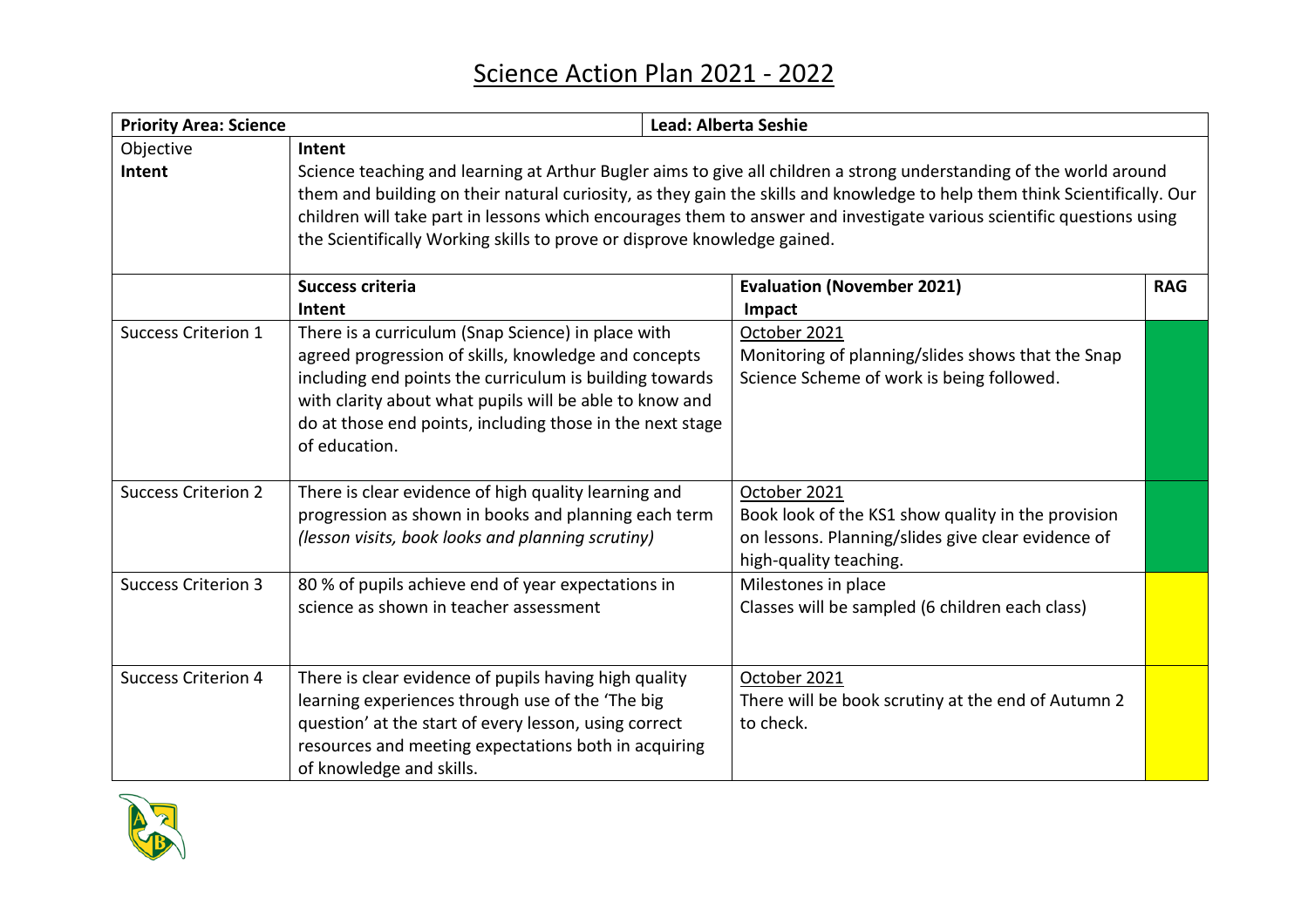# Science Action Plan 2021 - 2022

| **Priority Area: Science** | | **Lead: Alberta Seshie** | |
|---|---|---|---|
| Objective<br>**Intent** | **Intent**<br>Science teaching and learning at Arthur Bugler aims to give all children a strong understanding of the world around them and building on their natural curiosity, as they gain the skills and knowledge to help them think Scientifically. Our children will take part in lessons which encourages them to answer and investigate various scientific questions using the Scientifically Working skills to prove or disprove knowledge gained. | | |
| | **Success criteria**<br>**Intent** | **Evaluation (November 2021)**<br>**Impact** | **RAG** |
| Success Criterion 1 | There is a curriculum (Snap Science) in place with agreed progression of skills, knowledge and concepts including end points the curriculum is building towards with clarity about what pupils will be able to know and do at those end points, including those in the next stage of education. | October 2021<br>Monitoring of planning/slides shows that the Snap Science Scheme of work is being followed. | Green |
| Success Criterion 2 | There is clear evidence of high quality learning and progression as shown in books and planning each term *(lesson visits, book looks and planning scrutiny)* | October 2021<br>Book look of the KS1 show quality in the provision on lessons. Planning/slides give clear evidence of high-quality teaching. | Green |
| Success Criterion 3 | 80 % of pupils achieve end of year expectations in science as shown in teacher assessment | Milestones in place<br>Classes will be sampled (6 children each class) | Yellow |
| Success Criterion 4 | There is clear evidence of pupils having high quality learning experiences through use of the 'The big question' at the start of every lesson, using correct resources and meeting expectations both in acquiring of knowledge and skills. | October 2021<br>There will be book scrutiny at the end of Autumn 2 to check. | Yellow |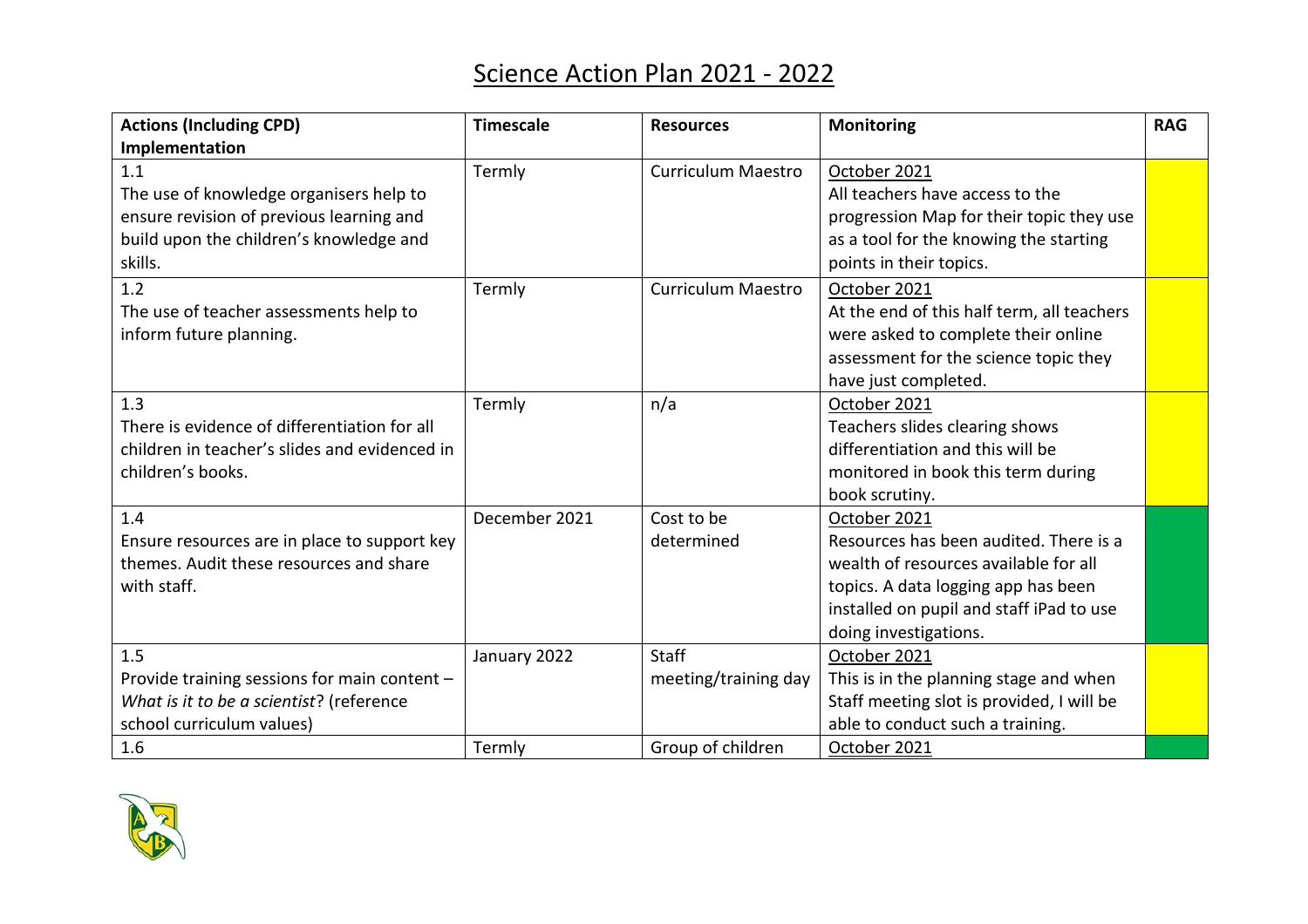# Science Action Plan 2021 - 2022

| Actions (Including CPD) Implementation | Timescale | Resources | Monitoring | RAG |
|---|---|---|---|---|
| 1.1<br>The use of knowledge organisers help to ensure revision of previous learning and build upon the children's knowledge and skills. | Termly | Curriculum Maestro | October 2021<br>All teachers have access to the progression Map for their topic they use as a tool for the knowing the starting points in their topics. | |
| 1.2<br>The use of teacher assessments help to inform future planning. | Termly | Curriculum Maestro | October 2021<br>At the end of this half term, all teachers were asked to complete their online assessment for the science topic they have just completed. | |
| 1.3<br>There is evidence of differentiation for all children in teacher's slides and evidenced in children's books. | Termly | n/a | October 2021<br>Teachers slides clearing shows differentiation and this will be monitored in book this term during book scrutiny. | |
| 1.4<br>Ensure resources are in place to support key themes. Audit these resources and share with staff. | December 2021 | Cost to be determined | October 2021<br>Resources has been audited. There is a wealth of resources available for all topics. A data logging app has been installed on pupil and staff iPad to use doing investigations. | |
| 1.5<br>Provide training sessions for main content – *What is it to be a scientist*? (reference school curriculum values) | January 2022 | Staff meeting/training day | October 2021<br>This is in the planning stage and when Staff meeting slot is provided, I will be able to conduct such a training. | |
| 1.6 | Termly | Group of children | October 2021 | |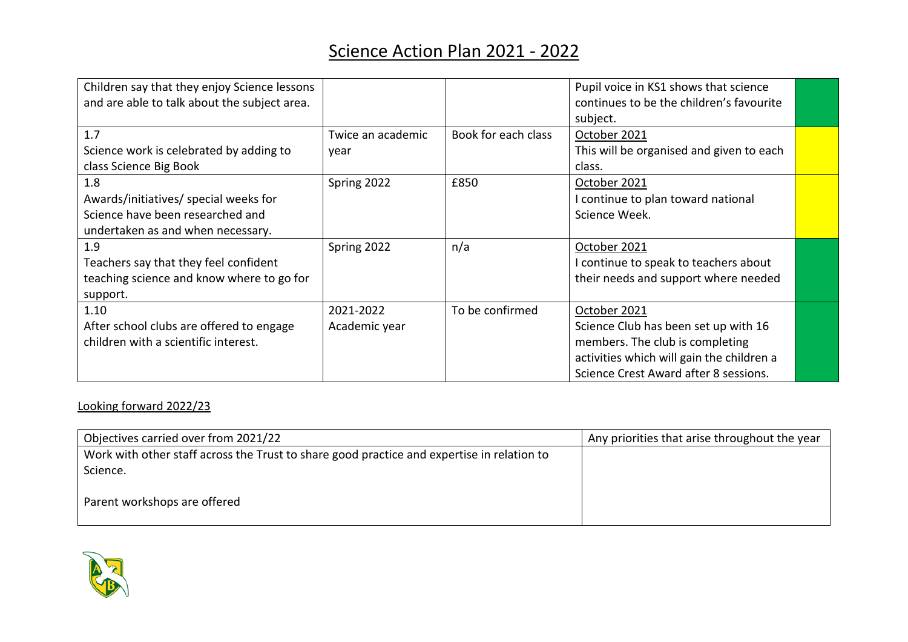# Science Action Plan 2021 - 2022

| | | | | |
|---|---|---|---|---|
| Children say that they enjoy Science lessons and are able to talk about the subject area. | | | Pupil voice in KS1 shows that science continues to be the children's favourite subject. | |
| 1.7<br>Science work is celebrated by adding to class Science Big Book | Twice an academic year | Book for each class | October 2021<br>This will be organised and given to each class. | |
| 1.8<br>Awards/initiatives/ special weeks for Science have been researched and undertaken as and when necessary. | Spring 2022 | £850 | October 2021<br>I continue to plan toward national Science Week. | |
| 1.9<br>Teachers say that they feel confident teaching science and know where to go for support. | Spring 2022 | n/a | October 2021<br>I continue to speak to teachers about their needs and support where needed | |
| 1.10<br>After school clubs are offered to engage children with a scientific interest. | 2021-2022 Academic year | To be confirmed | October 2021<br>Science Club has been set up with 16 members. The club is completing activities which will gain the children a Science Crest Award after 8 sessions. | |

Looking forward 2022/23

| Objectives carried over from 2021/22 | Any priorities that arise throughout the year |
|---|---|
| Work with other staff across the Trust to share good practice and expertise in relation to Science.<br><br>Parent workshops are offered | |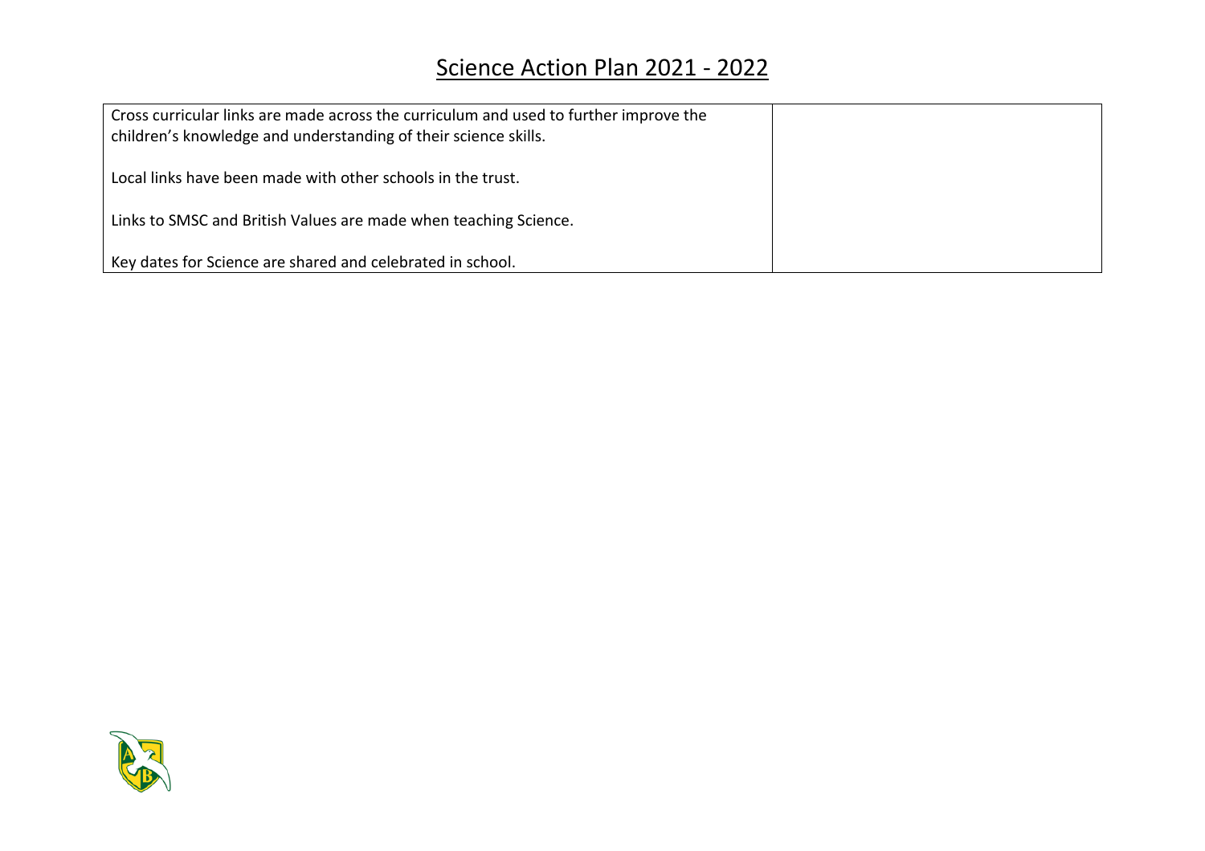# Science Action Plan 2021 - 2022

| | |
|---|---|
| Cross curricular links are made across the curriculum and used to further improve the children's knowledge and understanding of their science skills.<br><br>Local links have been made with other schools in the trust.<br><br>Links to SMSC and British Values are made when teaching Science.<br><br>Key dates for Science are shared and celebrated in school. | |